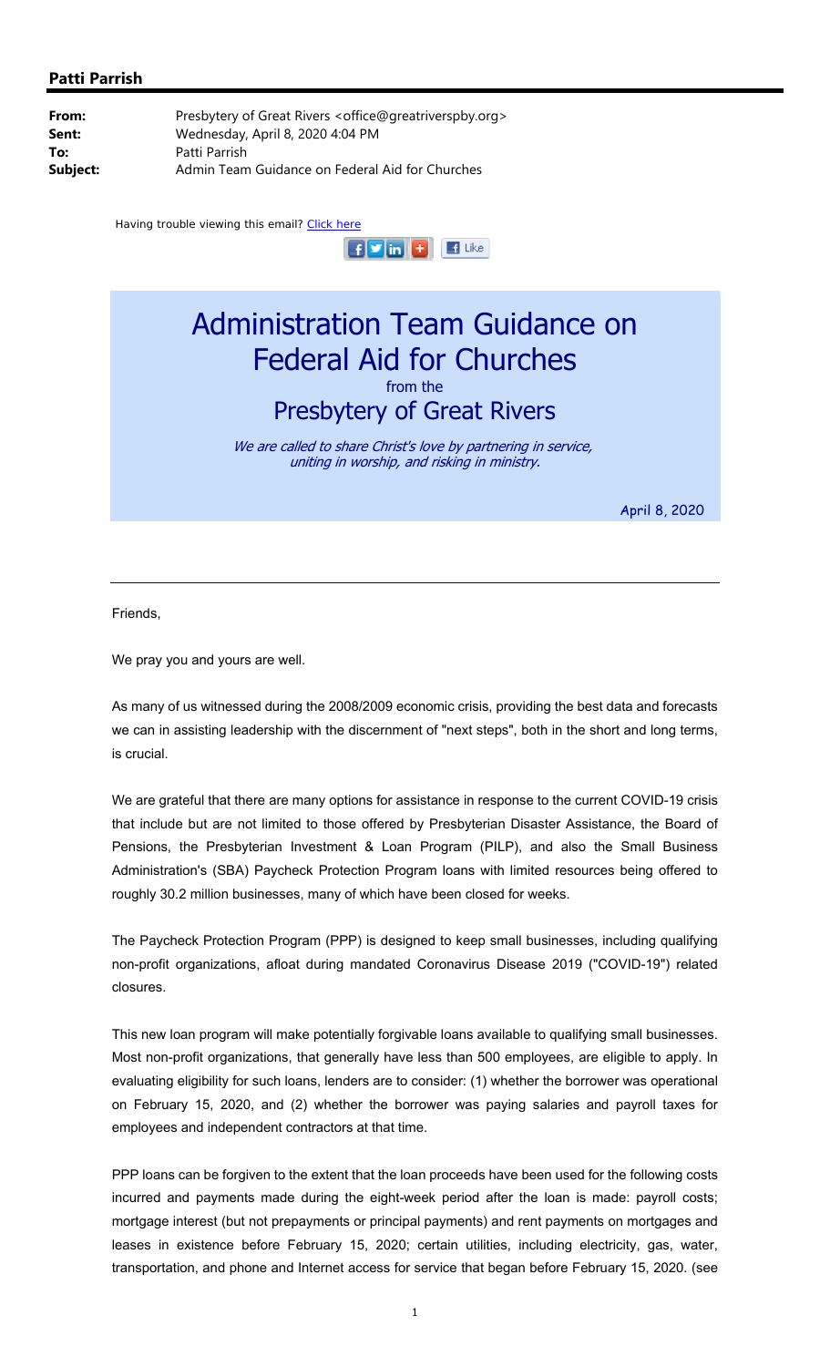## Patti Parrish

**From:** Presbytery of Great Rivers <office@greatriverspby.org>
**Sent:** Wednesday, April 8, 2020 4:04 PM
**To:** Patti Parrish
**Subject:** Admin Team Guidance on Federal Aid for Churches

Having trouble viewing this email? Click here

# Administration Team Guidance on Federal Aid for Churches

from the

## Presbytery of Great Rivers

*We are called to share Christ's love by partnering in service, uniting in worship, and risking in ministry.*

April 8, 2020

---

Friends,

We pray you and yours are well.

As many of us witnessed during the 2008/2009 economic crisis, providing the best data and forecasts we can in assisting leadership with the discernment of "next steps", both in the short and long terms, is crucial.

We are grateful that there are many options for assistance in response to the current COVID-19 crisis that include but are not limited to those offered by Presbyterian Disaster Assistance, the Board of Pensions, the Presbyterian Investment & Loan Program (PILP), and also the Small Business Administration's (SBA) Paycheck Protection Program loans with limited resources being offered to roughly 30.2 million businesses, many of which have been closed for weeks.

The Paycheck Protection Program (PPP) is designed to keep small businesses, including qualifying non-profit organizations, afloat during mandated Coronavirus Disease 2019 ("COVID-19") related closures.

This new loan program will make potentially forgivable loans available to qualifying small businesses. Most non-profit organizations, that generally have less than 500 employees, are eligible to apply. In evaluating eligibility for such loans, lenders are to consider: (1) whether the borrower was operational on February 15, 2020, and (2) whether the borrower was paying salaries and payroll taxes for employees and independent contractors at that time.

PPP loans can be forgiven to the extent that the loan proceeds have been used for the following costs incurred and payments made during the eight-week period after the loan is made: payroll costs; mortgage interest (but not prepayments or principal payments) and rent payments on mortgages and leases in existence before February 15, 2020; certain utilities, including electricity, gas, water, transportation, and phone and Internet access for service that began before February 15, 2020. (see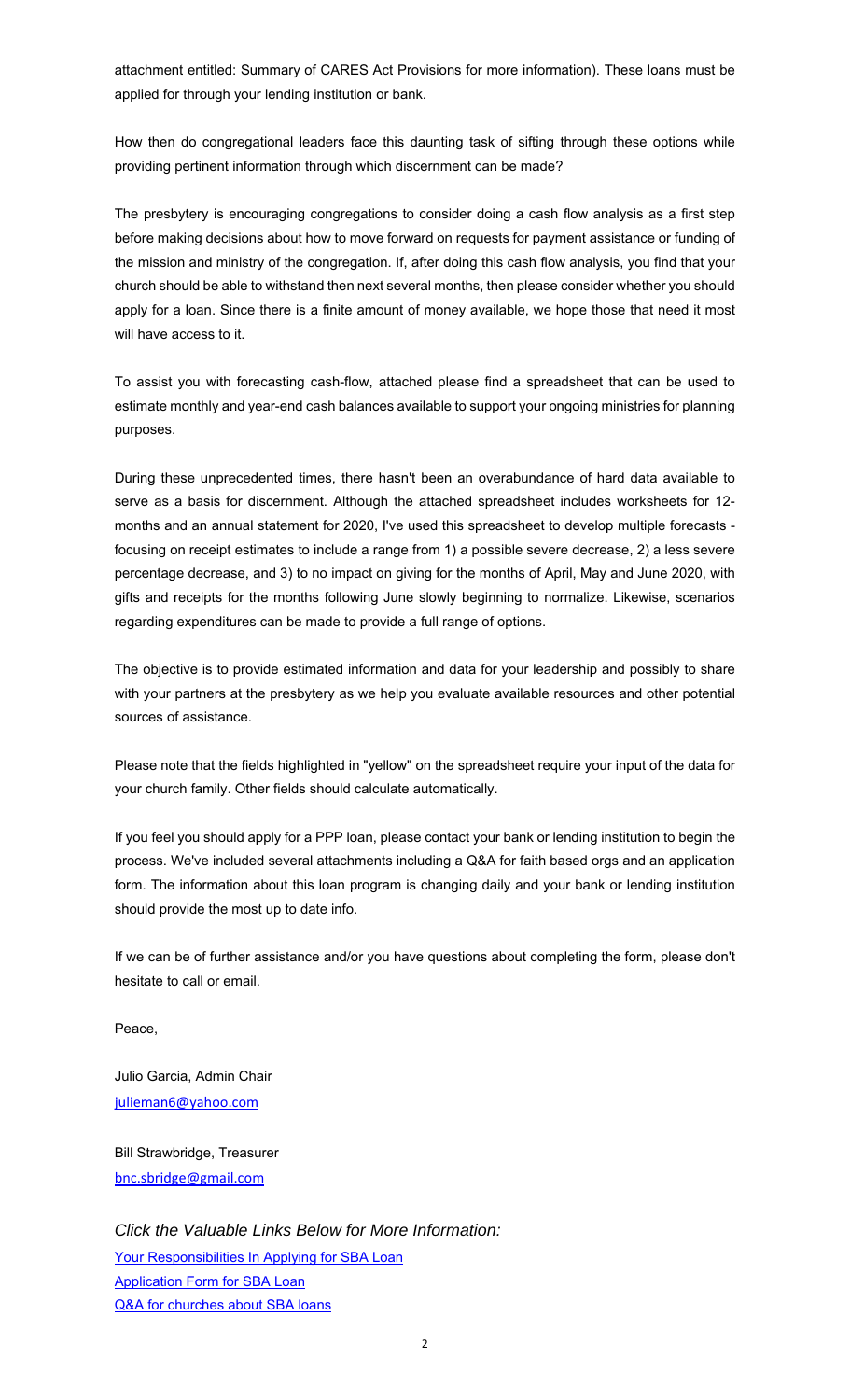attachment entitled: Summary of CARES Act Provisions for more information). These loans must be applied for through your lending institution or bank.

How then do congregational leaders face this daunting task of sifting through these options while providing pertinent information through which discernment can be made?

The presbytery is encouraging congregations to consider doing a cash flow analysis as a first step before making decisions about how to move forward on requests for payment assistance or funding of the mission and ministry of the congregation. If, after doing this cash flow analysis, you find that your church should be able to withstand then next several months, then please consider whether you should apply for a loan. Since there is a finite amount of money available, we hope those that need it most will have access to it.

To assist you with forecasting cash-flow, attached please find a spreadsheet that can be used to estimate monthly and year-end cash balances available to support your ongoing ministries for planning purposes.

During these unprecedented times, there hasn't been an overabundance of hard data available to serve as a basis for discernment. Although the attached spreadsheet includes worksheets for 12-months and an annual statement for 2020, I've used this spreadsheet to develop multiple forecasts - focusing on receipt estimates to include a range from 1) a possible severe decrease, 2) a less severe percentage decrease, and 3) to no impact on giving for the months of April, May and June 2020, with gifts and receipts for the months following June slowly beginning to normalize. Likewise, scenarios regarding expenditures can be made to provide a full range of options.

The objective is to provide estimated information and data for your leadership and possibly to share with your partners at the presbytery as we help you evaluate available resources and other potential sources of assistance.

Please note that the fields highlighted in "yellow" on the spreadsheet require your input of the data for your church family. Other fields should calculate automatically.

If you feel you should apply for a PPP loan, please contact your bank or lending institution to begin the process. We've included several attachments including a Q&A for faith based orgs and an application form. The information about this loan program is changing daily and your bank or lending institution should provide the most up to date info.

If we can be of further assistance and/or you have questions about completing the form, please don't hesitate to call or email.

Peace,

Julio Garcia, Admin Chair
julieman6@yahoo.com

Bill Strawbridge, Treasurer
bnc.sbridge@gmail.com

*Click the Valuable Links Below for More Information:*

Your Responsibilities In Applying for SBA Loan
Application Form for SBA Loan
Q&A for churches about SBA loans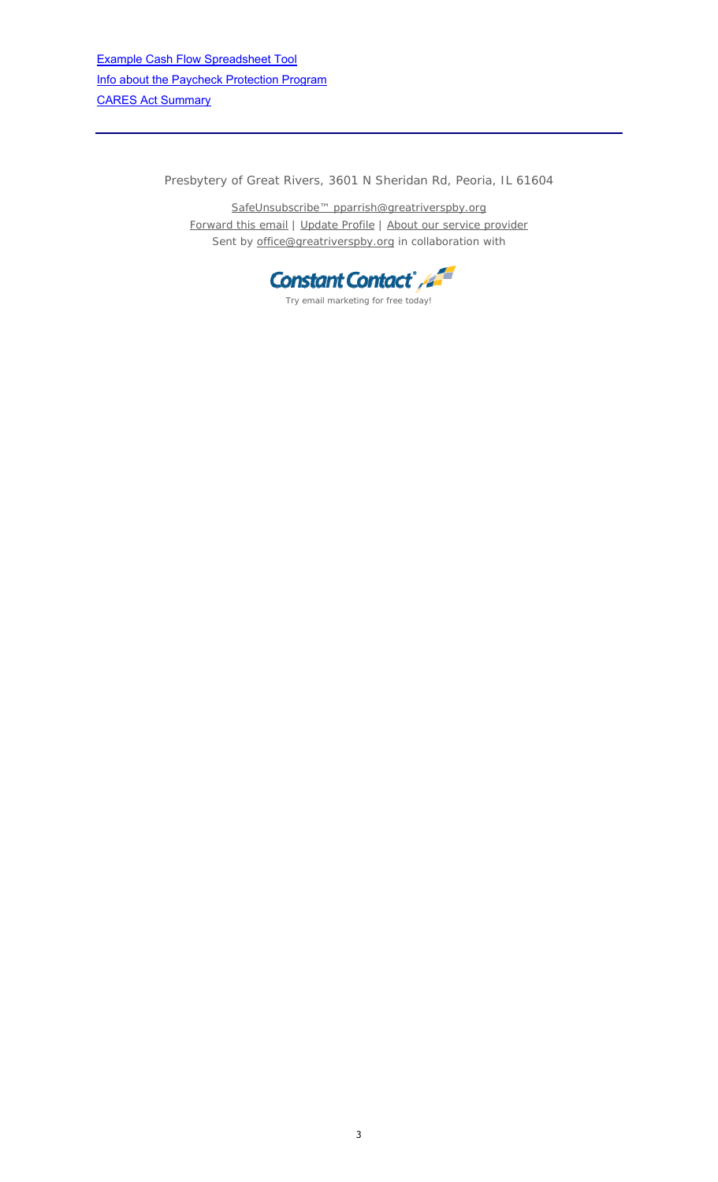[Example Cash Flow Spreadsheet Tool]
[Info about the Paycheck Protection Program]
[CARES Act Summary]

---

Presbytery of Great Rivers, 3601 N Sheridan Rd, Peoria, IL 61604

SafeUnsubscribe™ pparrish@greatriverspby.org
Forward this email | Update Profile | About our service provider
Sent by office@greatriverspby.org in collaboration with

Constant Contact
Try email marketing for free today!